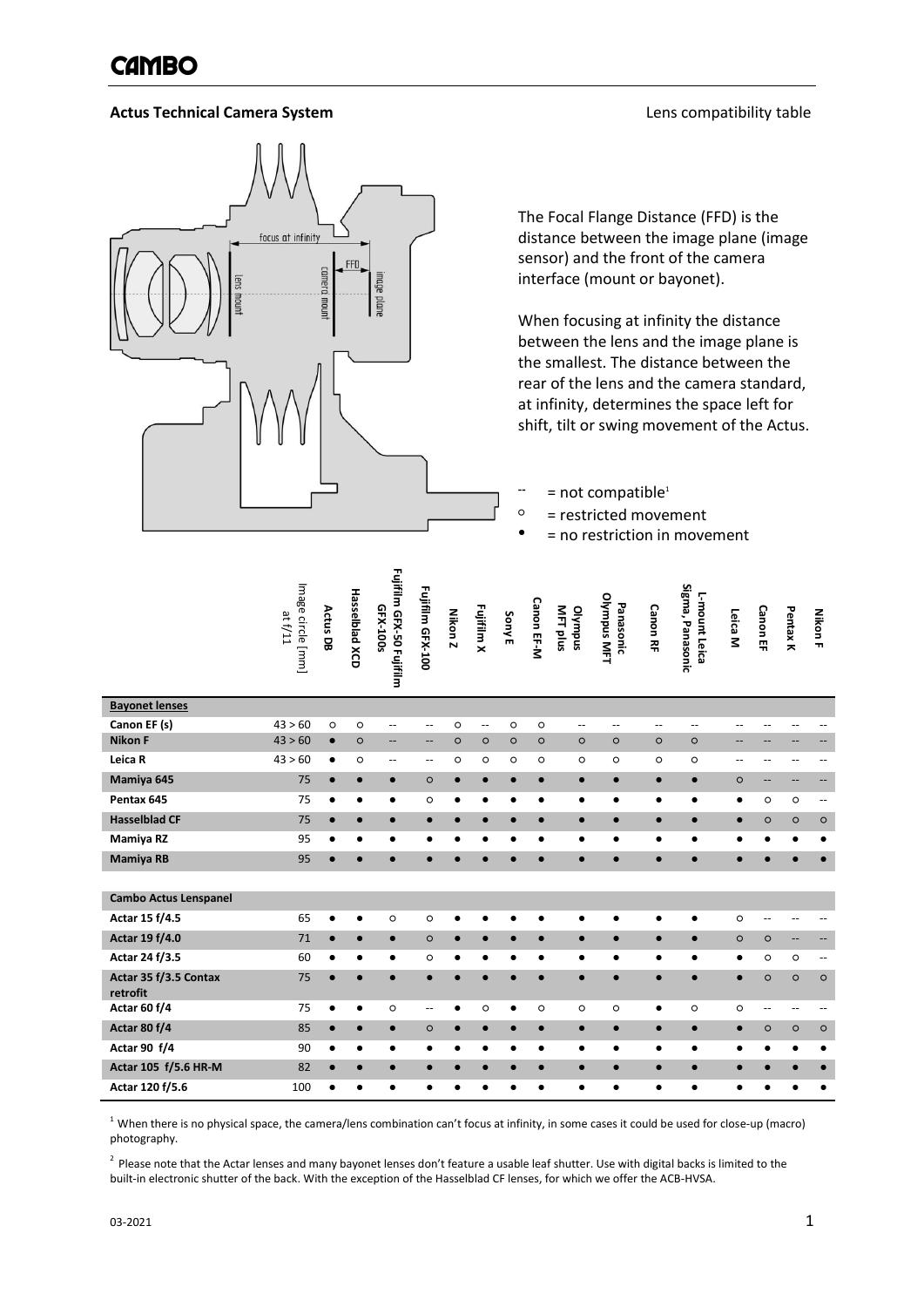# CAMBO

**Actus Technical Camera System** Lens compatibility table

The Focal Flange Distance (FFD) is the distance between the image plane (image sensor) and the front of the camera interface (mount or bayonet).

When focusing at infinity the distance between the lens and the image plane is the smallest. The distance between the rear of the lens and the camera standard, at infinity, determines the space left for shift, tilt or swing movement of the Actus.

- -- = not compatible[1]
- ○ = restricted movement
- ● = no restriction in movement

| | Image circle [mm] at f/11 | Actus DB | Hasselblad XCD | Fujifilm GFX-50 Fujifilm GFX-100s | Fujifilm GFX-100 | Nikon Z | Fujifilm X | Sony E | Canon EF-M | Olympus MFT plus | Panasonic Olympus MFT | Canon RF | L-mount Leica Sigma, Panasonic | Leica M | Canon EF | Pentax K | Nikon F |
|---|---|---|---|---|---|---|---|---|---|---|---|---|---|---|---|---|---|
| **Bayonet lenses** | | | | | | | | | | | | | | | | | |
| **Canon EF (s)** | 43 > 60 | ○ | ○ | -- | -- | ○ | -- | ○ | ○ | -- | -- | -- | -- | -- | -- | -- | -- |
| **Nikon F** | 43 > 60 | ● | ○ | -- | -- | ○ | ○ | ○ | ○ | ○ | ○ | ○ | ○ | -- | -- | -- | -- |
| **Leica R** | 43 > 60 | ● | ○ | -- | -- | ○ | ○ | ○ | ○ | ○ | ○ | ○ | ○ | -- | -- | -- | -- |
| **Mamiya 645** | 75 | ● | ● | ● | ○ | ● | ● | ● | ● | ● | ● | ● | ● | ○ | -- | -- | -- |
| **Pentax 645** | 75 | ● | ● | ● | ○ | ● | ● | ● | ● | ● | ● | ● | ● | ● | ○ | ○ | -- |
| **Hasselblad CF** | 75 | ● | ● | ● | ● | ● | ● | ● | ● | ● | ● | ● | ● | ● | ○ | ○ | ○ |
| **Mamiya RZ** | 95 | ● | ● | ● | ● | ● | ● | ● | ● | ● | ● | ● | ● | ● | ● | ● | ● |
| **Mamiya RB** | 95 | ● | ● | ● | ● | ● | ● | ● | ● | ● | ● | ● | ● | ● | ● | ● | ● |
| **Cambo Actus Lenspanel** | | | | | | | | | | | | | | | | | |
| **Actar 15 f/4.5** | 65 | ● | ● | ○ | ○ | ● | ● | ● | ● | ● | ● | ● | ● | ○ | -- | -- | -- |
| **Actar 19 f/4.0** | 71 | ● | ● | ● | ○ | ● | ● | ● | ● | ● | ● | ● | ● | ○ | ○ | -- | -- |
| **Actar 24 f/3.5** | 60 | ● | ● | ● | ○ | ● | ● | ● | ● | ● | ● | ● | ● | ● | ○ | ○ | -- |
| **Actar 35 f/3.5 Contax retrofit** | 75 | ● | ● | ● | ● | ● | ● | ● | ● | ● | ● | ● | ● | ● | ○ | ○ | ○ |
| **Actar 60 f/4** | 75 | ● | ● | ○ | -- | ● | ○ | ● | ○ | ○ | ○ | ● | ○ | ○ | -- | -- | -- |
| **Actar 80 f/4** | 85 | ● | ● | ● | ○ | ● | ● | ● | ● | ● | ● | ● | ● | ● | ○ | ○ | ○ |
| **Actar 90 f/4** | 90 | ● | ● | ● | ● | ● | ● | ● | ● | ● | ● | ● | ● | ● | ● | ● | ● |
| **Actar 105 f/5.6 HR-M** | 82 | ● | ● | ● | ● | ● | ● | ● | ● | ● | ● | ● | ● | ● | ● | ● | ● |
| **Actar 120 f/5.6** | 100 | ● | ● | ● | ● | ● | ● | ● | ● | ● | ● | ● | ● | ● | ● | ● | ● |

[1] When there is no physical space, the camera/lens combination can't focus at infinity, in some cases it could be used for close-up (macro) photography.

[2] Please note that the Actar lenses and many bayonet lenses don't feature a usable leaf shutter. Use with digital backs is limited to the built-in electronic shutter of the back. With the exception of the Hasselblad CF lenses, for which we offer the ACB-HVSA.

03-2021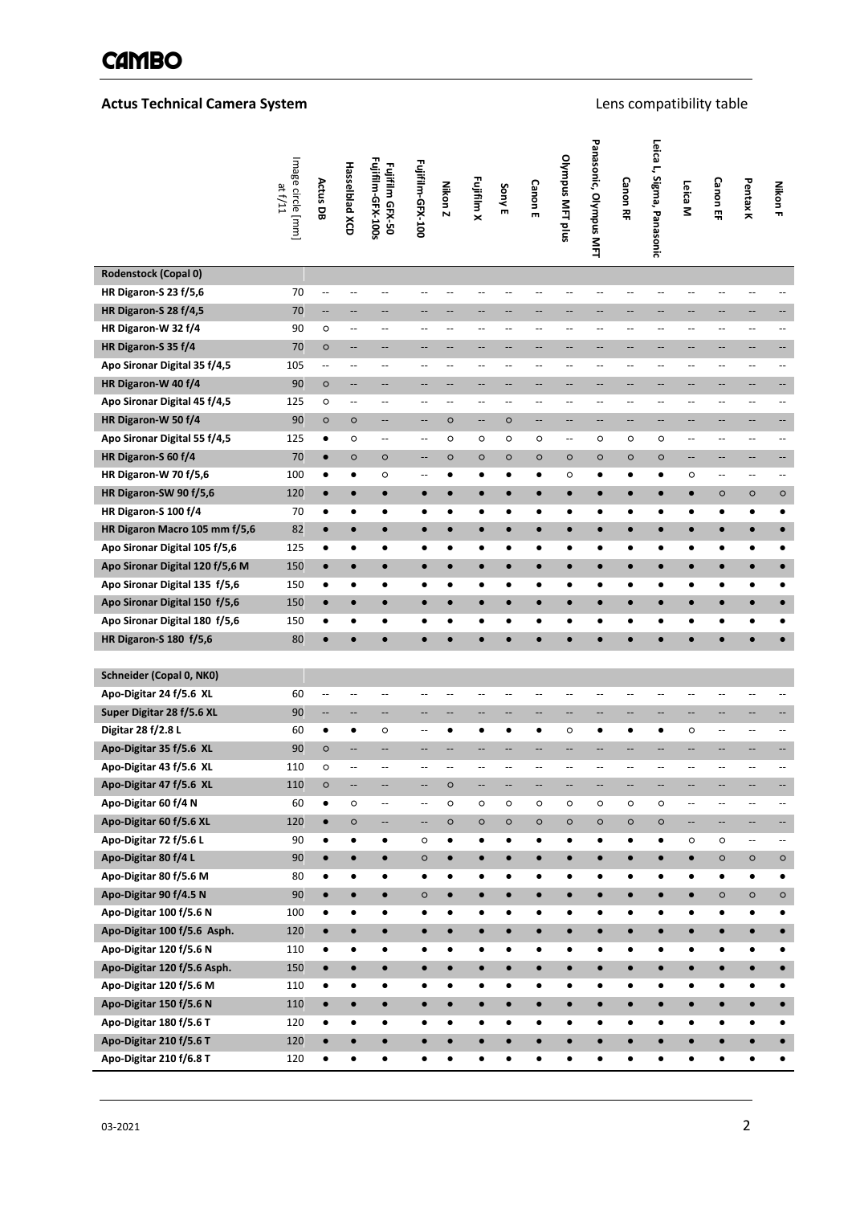## Actus Technical Camera System

Lens compatibility table

| | Image circle [mm] at f/11 | Actus DB | Hasselblad XCD | Fujifilm GFX-50 Fujifilm-GFX-100s | Fujifilm-GFX-100 | Nikon Z | Fujifilm X | Sony E | Canon E | Olympus MFT plus | Panasonic, Olympus MFT | Canon RF | Leica L, Sigma, Panasonic | Leica M | Canon EF | Pentax K | Nikon F |
|---|---|---|---|---|---|---|---|---|---|---|---|---|---|---|---|---|---|
| **Rodenstock (Copal 0)** | | | | | | | | | | | | | | | | | |
| **HR Digaron-S 23 f/5,6** | 70 | -- | -- | -- | -- | -- | -- | -- | -- | -- | -- | -- | -- | -- | -- | -- | -- |
| **HR Digaron-S 28 f/4,5** | 70 | -- | -- | -- | -- | -- | -- | -- | -- | -- | -- | -- | -- | -- | -- | -- | -- |
| **HR Digaron-W 32 f/4** | 90 | ○ | -- | -- | -- | -- | -- | -- | -- | -- | -- | -- | -- | -- | -- | -- | -- |
| **HR Digaron-S 35 f/4** | 70 | ○ | -- | -- | -- | -- | -- | -- | -- | -- | -- | -- | -- | -- | -- | -- | -- |
| **Apo Sironar Digital 35 f/4,5** | 105 | -- | -- | -- | -- | -- | -- | -- | -- | -- | -- | -- | -- | -- | -- | -- | -- |
| **HR Digaron-W 40 f/4** | 90 | ○ | -- | -- | -- | -- | -- | -- | -- | -- | -- | -- | -- | -- | -- | -- | -- |
| **Apo Sironar Digital 45 f/4,5** | 125 | ○ | -- | -- | -- | -- | -- | -- | -- | -- | -- | -- | -- | -- | -- | -- | -- |
| **HR Digaron-W 50 f/4** | 90 | ○ | ○ | -- | -- | ○ | -- | ○ | -- | -- | -- | -- | -- | -- | -- | -- | -- |
| **Apo Sironar Digital 55 f/4,5** | 125 | ● | ○ | -- | -- | ○ | ○ | ○ | ○ | -- | ○ | ○ | ○ | -- | -- | -- | -- |
| **HR Digaron-S 60 f/4** | 70 | ● | ○ | ○ | -- | ○ | ○ | ○ | ○ | ○ | ○ | ○ | ○ | -- | -- | -- | -- |
| **HR Digaron-W 70 f/5,6** | 100 | ● | ● | ○ | -- | ● | ● | ● | ● | ○ | ● | ● | ● | ○ | -- | -- | -- |
| **HR Digaron-SW 90 f/5,6** | 120 | ● | ● | ● | ● | ● | ● | ● | ● | ● | ● | ● | ● | ● | ○ | ○ | ○ |
| **HR Digaron-S 100 f/4** | 70 | ● | ● | ● | ● | ● | ● | ● | ● | ● | ● | ● | ● | ● | ● | ● | ● |
| **HR Digaron Macro 105 mm f/5,6** | 82 | ● | ● | ● | ● | ● | ● | ● | ● | ● | ● | ● | ● | ● | ● | ● | ● |
| **Apo Sironar Digital 105 f/5,6** | 125 | ● | ● | ● | ● | ● | ● | ● | ● | ● | ● | ● | ● | ● | ● | ● | ● |
| **Apo Sironar Digital 120 f/5,6 M** | 150 | ● | ● | ● | ● | ● | ● | ● | ● | ● | ● | ● | ● | ● | ● | ● | ● |
| **Apo Sironar Digital 135 f/5,6** | 150 | ● | ● | ● | ● | ● | ● | ● | ● | ● | ● | ● | ● | ● | ● | ● | ● |
| **Apo Sironar Digital 150 f/5,6** | 150 | ● | ● | ● | ● | ● | ● | ● | ● | ● | ● | ● | ● | ● | ● | ● | ● |
| **Apo Sironar Digital 180 f/5,6** | 150 | ● | ● | ● | ● | ● | ● | ● | ● | ● | ● | ● | ● | ● | ● | ● | ● |
| **HR Digaron-S 180 f/5,6** | 80 | ● | ● | ● | ● | ● | ● | ● | ● | ● | ● | ● | ● | ● | ● | ● | ● |
| | | | | | | | | | | | | | | | | | |
| **Schneider (Copal 0, NK0)** | | | | | | | | | | | | | | | | | |
| **Apo-Digitar 24 f/5.6 XL** | 60 | -- | -- | -- | -- | -- | -- | -- | -- | -- | -- | -- | -- | -- | -- | -- | -- |
| **Super Digitar 28 f/5.6 XL** | 90 | -- | -- | -- | -- | -- | -- | -- | -- | -- | -- | -- | -- | -- | -- | -- | -- |
| **Digitar 28 f/2.8 L** | 60 | ● | ● | ○ | -- | ● | ● | ● | ● | ○ | ● | ● | ● | ○ | -- | -- | -- |
| **Apo-Digitar 35 f/5.6 XL** | 90 | ○ | -- | -- | -- | -- | -- | -- | -- | -- | -- | -- | -- | -- | -- | -- | -- |
| **Apo-Digitar 43 f/5.6 XL** | 110 | ○ | -- | -- | -- | -- | -- | -- | -- | -- | -- | -- | -- | -- | -- | -- | -- |
| **Apo-Digitar 47 f/5.6 XL** | 110 | ○ | -- | -- | -- | ○ | -- | -- | -- | -- | -- | -- | -- | -- | -- | -- | -- |
| **Apo-Digitar 60 f/4 N** | 60 | ● | ○ | -- | -- | ○ | ○ | ○ | ○ | ○ | ○ | ○ | ○ | -- | -- | -- | -- |
| **Apo-Digitar 60 f/5.6 XL** | 120 | ● | ○ | -- | -- | ○ | ○ | ○ | ○ | ○ | ○ | ○ | ○ | -- | -- | -- | -- |
| **Apo-Digitar 72 f/5.6 L** | 90 | ● | ● | ● | ○ | ● | ● | ● | ● | ● | ● | ● | ● | ○ | ○ | -- | -- |
| **Apo-Digitar 80 f/4 L** | 90 | ● | ● | ● | ○ | ● | ● | ● | ● | ● | ● | ● | ● | ● | ○ | ○ | ○ |
| **Apo-Digitar 80 f/5.6 M** | 80 | ● | ● | ● | ● | ● | ● | ● | ● | ● | ● | ● | ● | ● | ● | ● | ● |
| **Apo-Digitar 90 f/4.5 N** | 90 | ● | ● | ● | ○ | ● | ● | ● | ● | ● | ● | ● | ● | ● | ○ | ○ | ○ |
| **Apo-Digitar 100 f/5.6 N** | 100 | ● | ● | ● | ● | ● | ● | ● | ● | ● | ● | ● | ● | ● | ● | ● | ● |
| **Apo-Digitar 100 f/5.6 Asph.** | 120 | ● | ● | ● | ● | ● | ● | ● | ● | ● | ● | ● | ● | ● | ● | ● | ● |
| **Apo-Digitar 120 f/5.6 N** | 110 | ● | ● | ● | ● | ● | ● | ● | ● | ● | ● | ● | ● | ● | ● | ● | ● |
| **Apo-Digitar 120 f/5.6 Asph.** | 150 | ● | ● | ● | ● | ● | ● | ● | ● | ● | ● | ● | ● | ● | ● | ● | ● |
| **Apo-Digitar 120 f/5.6 M** | 110 | ● | ● | ● | ● | ● | ● | ● | ● | ● | ● | ● | ● | ● | ● | ● | ● |
| **Apo-Digitar 150 f/5.6 N** | 110 | ● | ● | ● | ● | ● | ● | ● | ● | ● | ● | ● | ● | ● | ● | ● | ● |
| **Apo-Digitar 180 f/5.6 T** | 120 | ● | ● | ● | ● | ● | ● | ● | ● | ● | ● | ● | ● | ● | ● | ● | ● |
| **Apo-Digitar 210 f/5.6 T** | 120 | ● | ● | ● | ● | ● | ● | ● | ● | ● | ● | ● | ● | ● | ● | ● | ● |
| **Apo-Digitar 210 f/6.8 T** | 120 | ● | ● | ● | ● | ● | ● | ● | ● | ● | ● | ● | ● | ● | ● | ● | ● |

03-2021